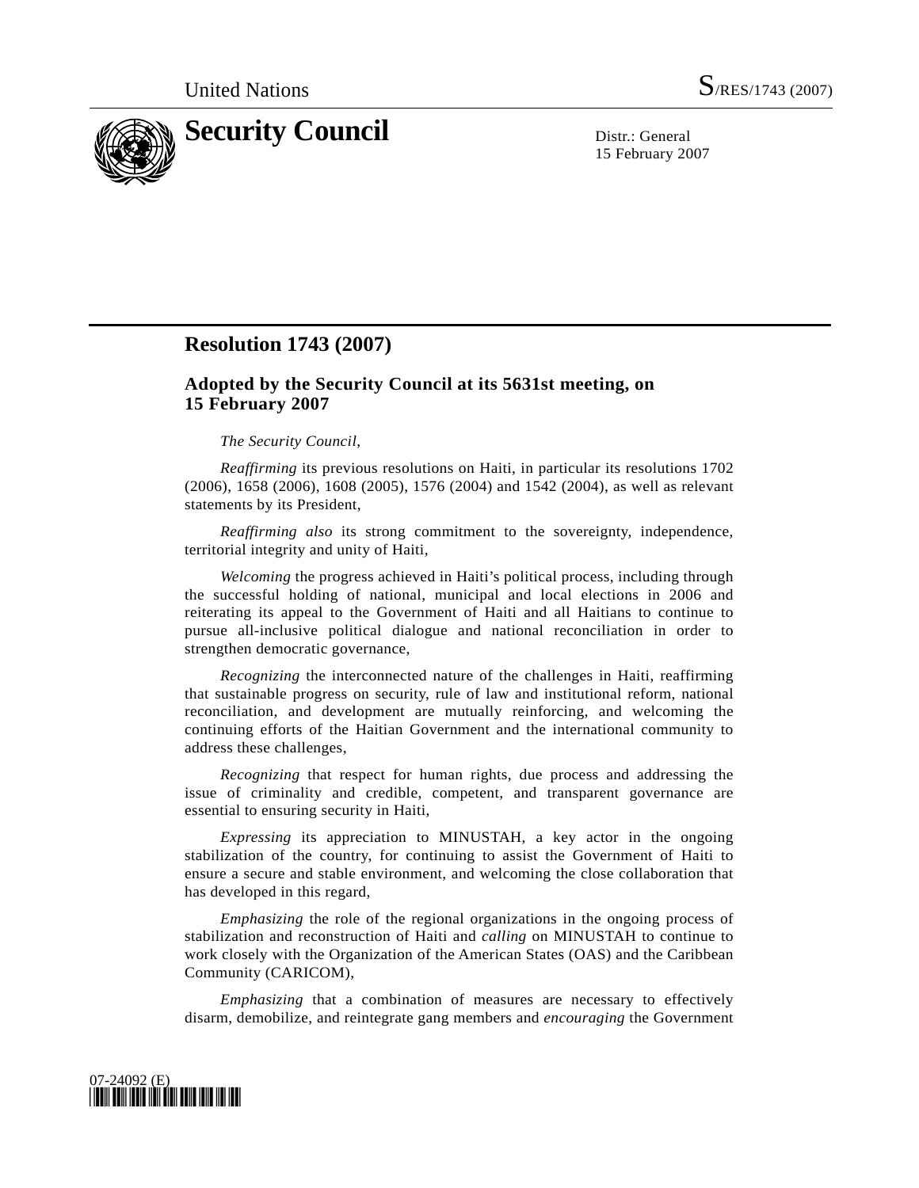United Nations S/RES/1743 (2007)

# Security Council

Distr.: General
15 February 2007

## Resolution 1743 (2007)

### Adopted by the Security Council at its 5631st meeting, on 15 February 2007

*The Security Council*,

*Reaffirming* its previous resolutions on Haiti, in particular its resolutions 1702 (2006), 1658 (2006), 1608 (2005), 1576 (2004) and 1542 (2004), as well as relevant statements by its President,

*Reaffirming also* its strong commitment to the sovereignty, independence, territorial integrity and unity of Haiti,

*Welcoming* the progress achieved in Haiti's political process, including through the successful holding of national, municipal and local elections in 2006 and reiterating its appeal to the Government of Haiti and all Haitians to continue to pursue all-inclusive political dialogue and national reconciliation in order to strengthen democratic governance,

*Recognizing* the interconnected nature of the challenges in Haiti, reaffirming that sustainable progress on security, rule of law and institutional reform, national reconciliation, and development are mutually reinforcing, and welcoming the continuing efforts of the Haitian Government and the international community to address these challenges,

*Recognizing* that respect for human rights, due process and addressing the issue of criminality and credible, competent, and transparent governance are essential to ensuring security in Haiti,

*Expressing* its appreciation to MINUSTAH, a key actor in the ongoing stabilization of the country, for continuing to assist the Government of Haiti to ensure a secure and stable environment, and welcoming the close collaboration that has developed in this regard,

*Emphasizing* the role of the regional organizations in the ongoing process of stabilization and reconstruction of Haiti and *calling* on MINUSTAH to continue to work closely with the Organization of the American States (OAS) and the Caribbean Community (CARICOM),

*Emphasizing* that a combination of measures are necessary to effectively disarm, demobilize, and reintegrate gang members and *encouraging* the Government

07-24092 (E)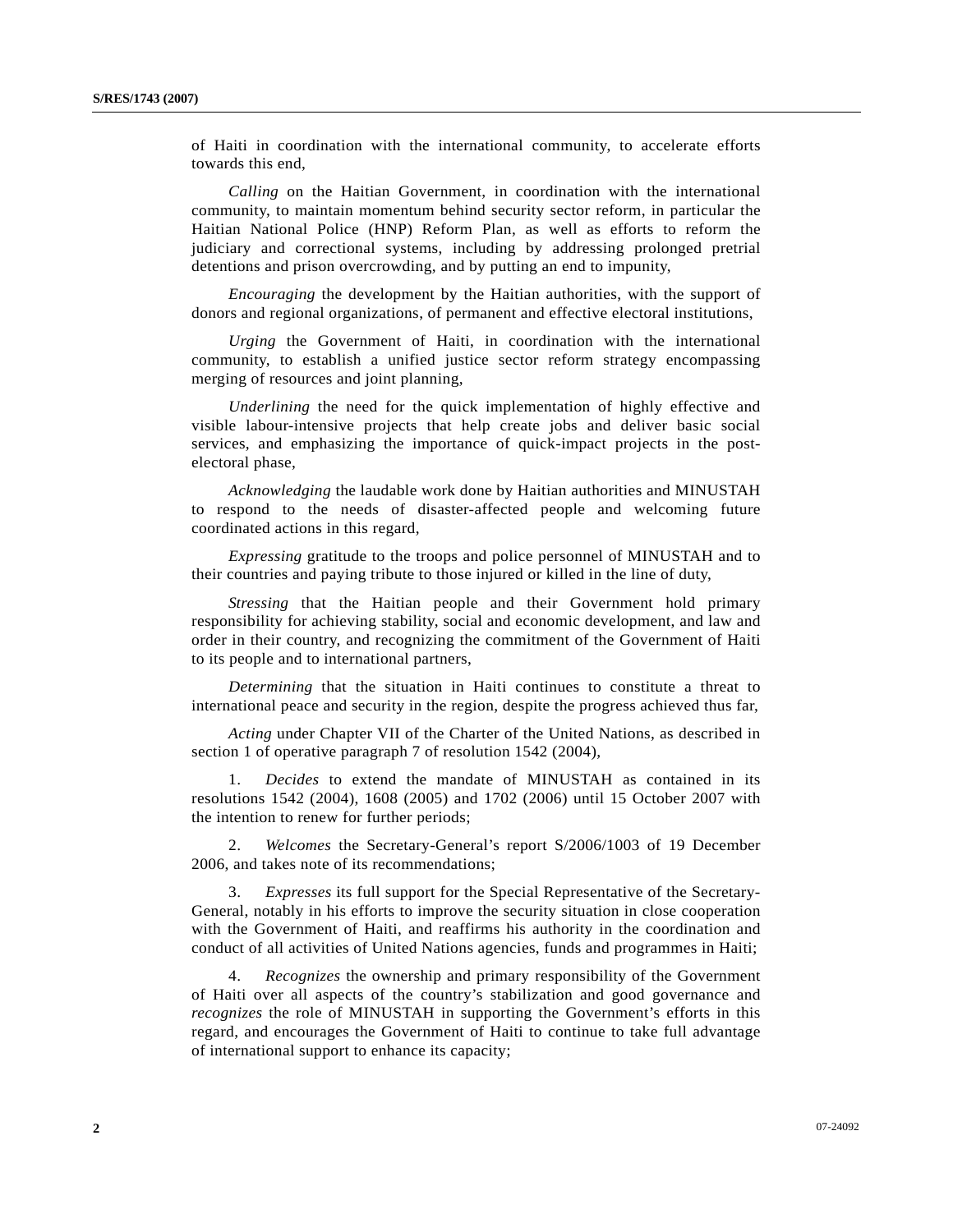of Haiti in coordination with the international community, to accelerate efforts towards this end,

*Calling* on the Haitian Government, in coordination with the international community, to maintain momentum behind security sector reform, in particular the Haitian National Police (HNP) Reform Plan, as well as efforts to reform the judiciary and correctional systems, including by addressing prolonged pretrial detentions and prison overcrowding, and by putting an end to impunity,

*Encouraging* the development by the Haitian authorities, with the support of donors and regional organizations, of permanent and effective electoral institutions,

*Urging* the Government of Haiti, in coordination with the international community, to establish a unified justice sector reform strategy encompassing merging of resources and joint planning,

*Underlining* the need for the quick implementation of highly effective and visible labour-intensive projects that help create jobs and deliver basic social services, and emphasizing the importance of quick-impact projects in the post-electoral phase,

*Acknowledging* the laudable work done by Haitian authorities and MINUSTAH to respond to the needs of disaster-affected people and welcoming future coordinated actions in this regard,

*Expressing* gratitude to the troops and police personnel of MINUSTAH and to their countries and paying tribute to those injured or killed in the line of duty,

*Stressing* that the Haitian people and their Government hold primary responsibility for achieving stability, social and economic development, and law and order in their country, and recognizing the commitment of the Government of Haiti to its people and to international partners,

*Determining* that the situation in Haiti continues to constitute a threat to international peace and security in the region, despite the progress achieved thus far,

*Acting* under Chapter VII of the Charter of the United Nations, as described in section 1 of operative paragraph 7 of resolution 1542 (2004),

1. *Decides* to extend the mandate of MINUSTAH as contained in its resolutions 1542 (2004), 1608 (2005) and 1702 (2006) until 15 October 2007 with the intention to renew for further periods;

2. *Welcomes* the Secretary-General's report S/2006/1003 of 19 December 2006, and takes note of its recommendations;

3. *Expresses* its full support for the Special Representative of the Secretary-General, notably in his efforts to improve the security situation in close cooperation with the Government of Haiti, and reaffirms his authority in the coordination and conduct of all activities of United Nations agencies, funds and programmes in Haiti;

4. *Recognizes* the ownership and primary responsibility of the Government of Haiti over all aspects of the country's stabilization and good governance and *recognizes* the role of MINUSTAH in supporting the Government's efforts in this regard, and encourages the Government of Haiti to continue to take full advantage of international support to enhance its capacity;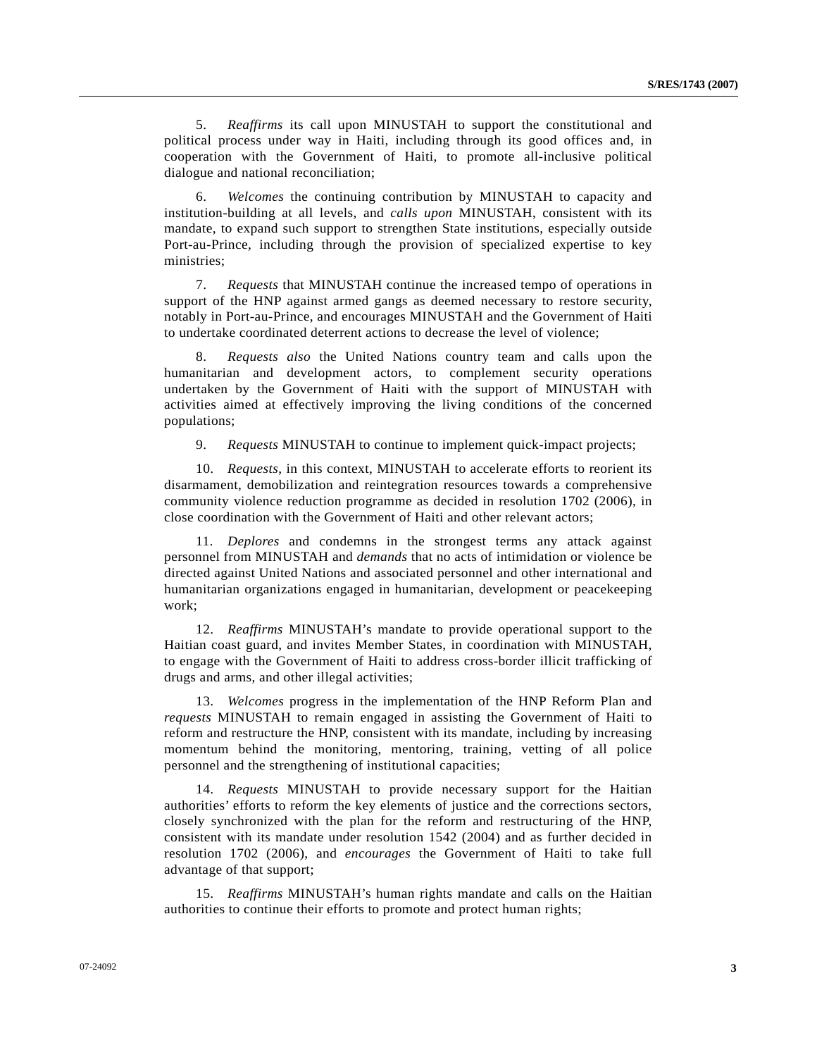5. *Reaffirms* its call upon MINUSTAH to support the constitutional and political process under way in Haiti, including through its good offices and, in cooperation with the Government of Haiti, to promote all-inclusive political dialogue and national reconciliation;

6. *Welcomes* the continuing contribution by MINUSTAH to capacity and institution-building at all levels, and *calls upon* MINUSTAH, consistent with its mandate, to expand such support to strengthen State institutions, especially outside Port-au-Prince, including through the provision of specialized expertise to key ministries;

7. *Requests* that MINUSTAH continue the increased tempo of operations in support of the HNP against armed gangs as deemed necessary to restore security, notably in Port-au-Prince, and encourages MINUSTAH and the Government of Haiti to undertake coordinated deterrent actions to decrease the level of violence;

8. *Requests also* the United Nations country team and calls upon the humanitarian and development actors, to complement security operations undertaken by the Government of Haiti with the support of MINUSTAH with activities aimed at effectively improving the living conditions of the concerned populations;

9. *Requests* MINUSTAH to continue to implement quick-impact projects;

10. *Requests*, in this context, MINUSTAH to accelerate efforts to reorient its disarmament, demobilization and reintegration resources towards a comprehensive community violence reduction programme as decided in resolution 1702 (2006), in close coordination with the Government of Haiti and other relevant actors;

11. *Deplores* and condemns in the strongest terms any attack against personnel from MINUSTAH and *demands* that no acts of intimidation or violence be directed against United Nations and associated personnel and other international and humanitarian organizations engaged in humanitarian, development or peacekeeping work;

12. *Reaffirms* MINUSTAH's mandate to provide operational support to the Haitian coast guard, and invites Member States, in coordination with MINUSTAH, to engage with the Government of Haiti to address cross-border illicit trafficking of drugs and arms, and other illegal activities;

13. *Welcomes* progress in the implementation of the HNP Reform Plan and *requests* MINUSTAH to remain engaged in assisting the Government of Haiti to reform and restructure the HNP, consistent with its mandate, including by increasing momentum behind the monitoring, mentoring, training, vetting of all police personnel and the strengthening of institutional capacities;

14. *Requests* MINUSTAH to provide necessary support for the Haitian authorities' efforts to reform the key elements of justice and the corrections sectors, closely synchronized with the plan for the reform and restructuring of the HNP, consistent with its mandate under resolution 1542 (2004) and as further decided in resolution 1702 (2006), and *encourages* the Government of Haiti to take full advantage of that support;

15. *Reaffirms* MINUSTAH's human rights mandate and calls on the Haitian authorities to continue their efforts to promote and protect human rights;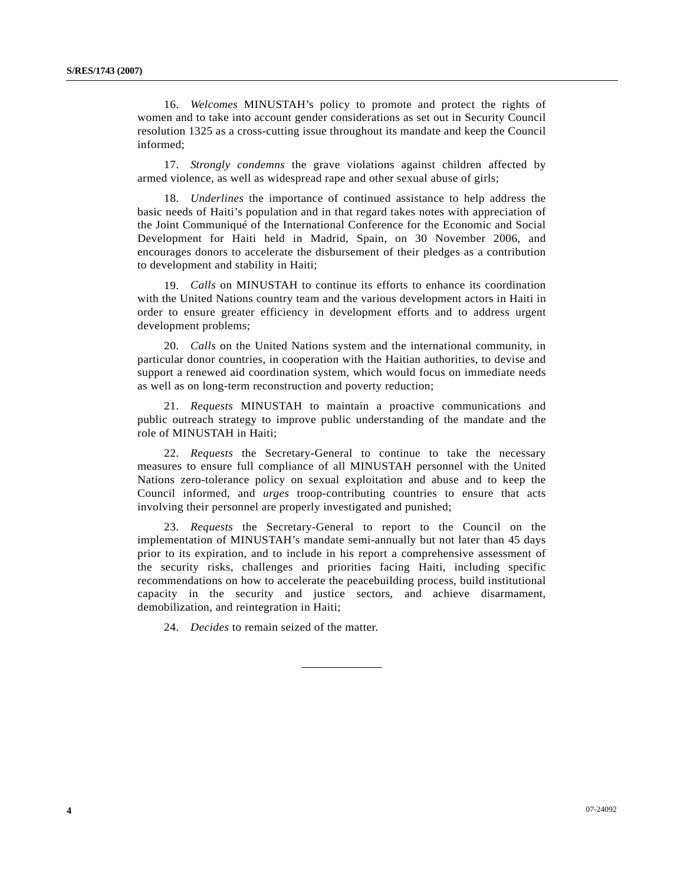16. *Welcomes* MINUSTAH's policy to promote and protect the rights of women and to take into account gender considerations as set out in Security Council resolution 1325 as a cross-cutting issue throughout its mandate and keep the Council informed;

17. *Strongly condemns* the grave violations against children affected by armed violence, as well as widespread rape and other sexual abuse of girls;

18. *Underlines* the importance of continued assistance to help address the basic needs of Haiti's population and in that regard takes notes with appreciation of the Joint Communiqué of the International Conference for the Economic and Social Development for Haiti held in Madrid, Spain, on 30 November 2006, and encourages donors to accelerate the disbursement of their pledges as a contribution to development and stability in Haiti;

19. *Calls* on MINUSTAH to continue its efforts to enhance its coordination with the United Nations country team and the various development actors in Haiti in order to ensure greater efficiency in development efforts and to address urgent development problems;

20. *Calls* on the United Nations system and the international community, in particular donor countries, in cooperation with the Haitian authorities, to devise and support a renewed aid coordination system, which would focus on immediate needs as well as on long-term reconstruction and poverty reduction;

21. *Requests* MINUSTAH to maintain a proactive communications and public outreach strategy to improve public understanding of the mandate and the role of MINUSTAH in Haiti;

22. *Requests* the Secretary-General to continue to take the necessary measures to ensure full compliance of all MINUSTAH personnel with the United Nations zero-tolerance policy on sexual exploitation and abuse and to keep the Council informed, and *urges* troop-contributing countries to ensure that acts involving their personnel are properly investigated and punished;

23. *Requests* the Secretary-General to report to the Council on the implementation of MINUSTAH's mandate semi-annually but not later than 45 days prior to its expiration, and to include in his report a comprehensive assessment of the security risks, challenges and priorities facing Haiti, including specific recommendations on how to accelerate the peacebuilding process, build institutional capacity in the security and justice sectors, and achieve disarmament, demobilization, and reintegration in Haiti;

24. *Decides* to remain seized of the matter.